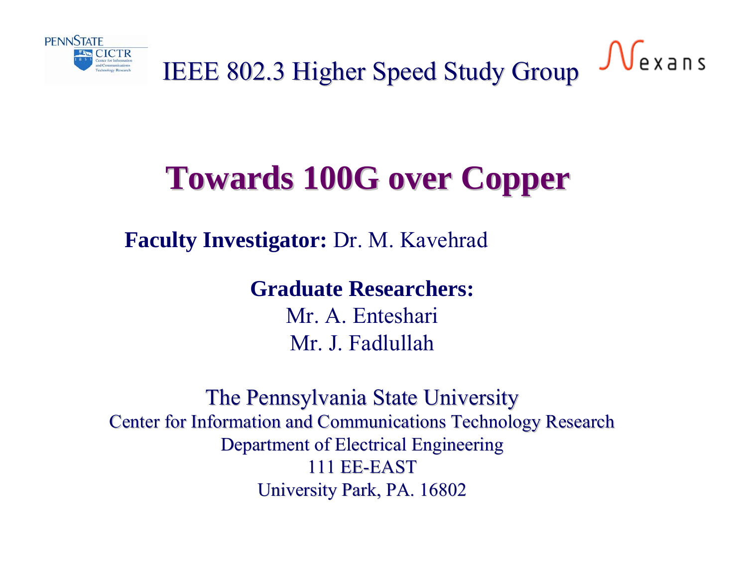IEEE 802.3 Higher Speed Study Group

# Towards 100G over Copper

**Faculty Investigator:** Dr. M. Kavehrad

**Graduate Researchers:**
Mr. A. Enteshari
Mr. J. Fadlullah

The Pennsylvania State University
Center for Information and Communications Technology Research
Department of Electrical Engineering
111 EE-EAST
University Park, PA. 16802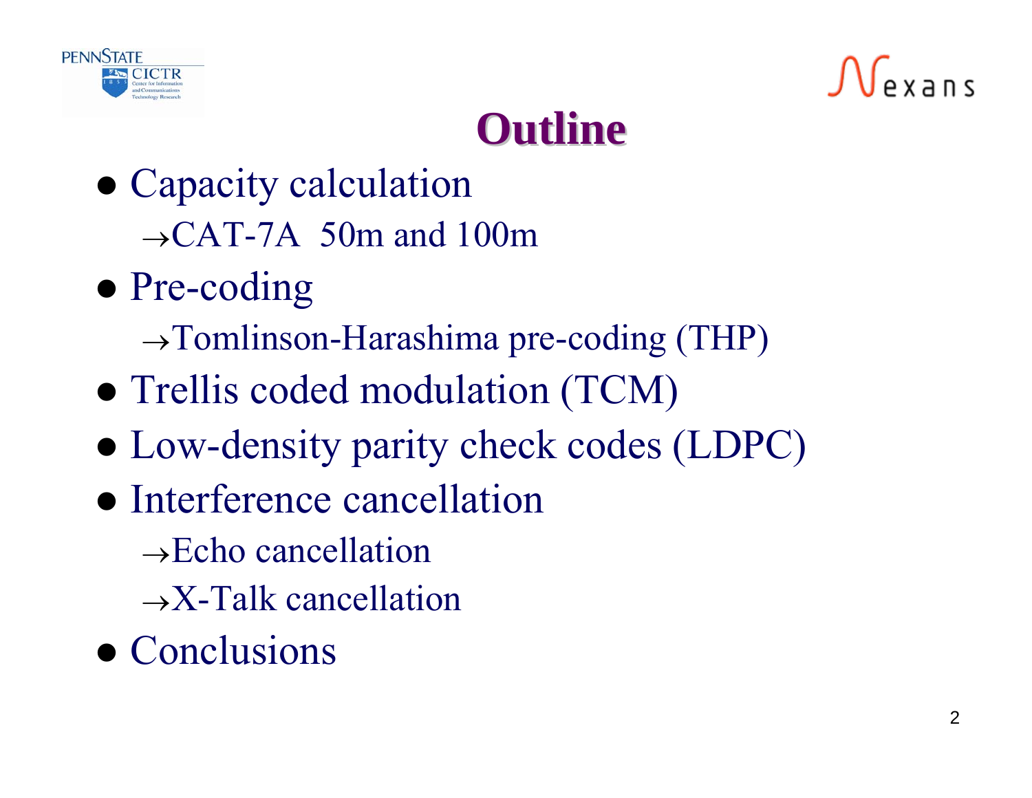# Outline

- Capacity calculation
  - →CAT-7A 50m and 100m
- Pre-coding
  - →Tomlinson-Harashima pre-coding (THP)
- Trellis coded modulation (TCM)
- Low-density parity check codes (LDPC)
- Interference cancellation
  - →Echo cancellation
  - →X-Talk cancellation
- Conclusions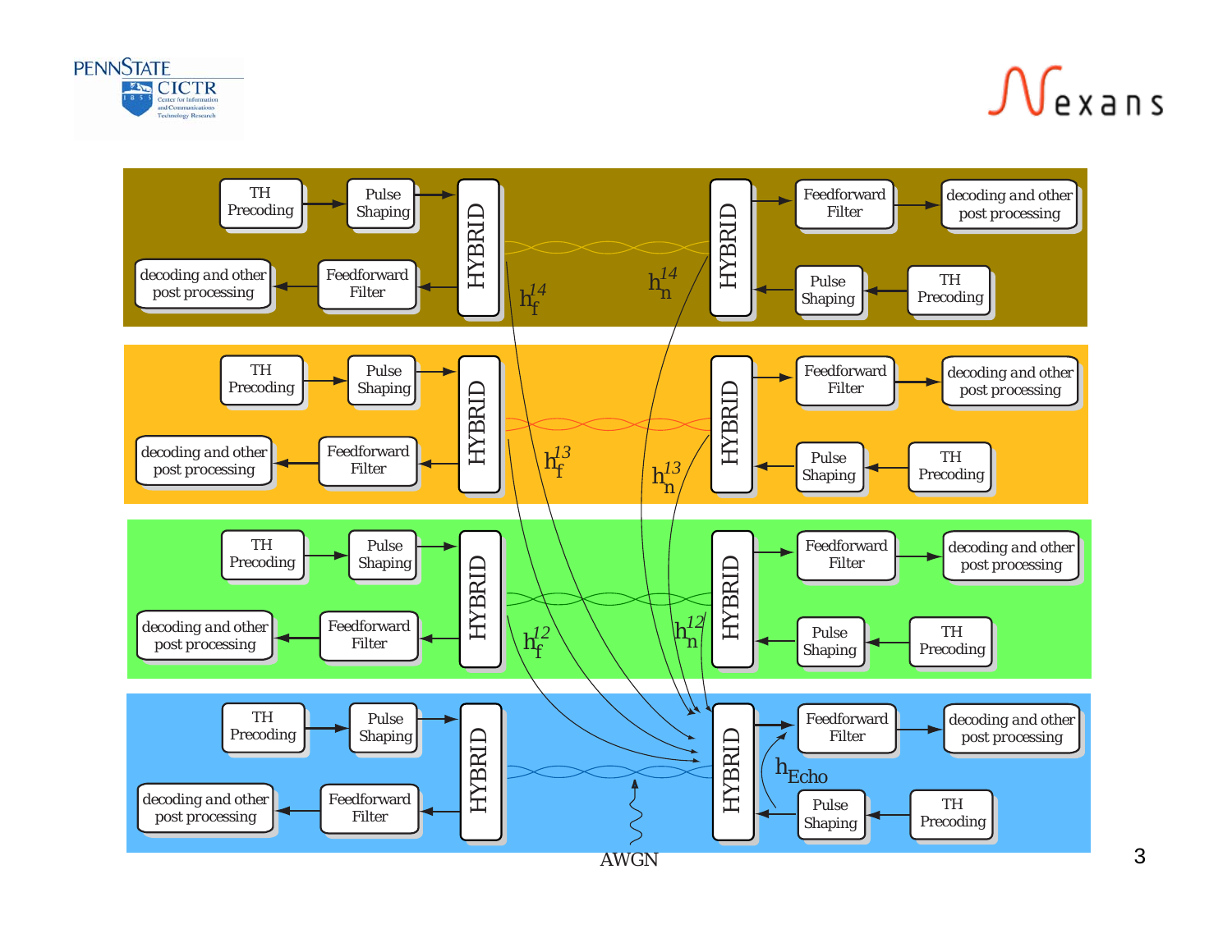TH Precoding

Pulse Shaping

HYBRID

HYBRID

Feedforward Filter

decoding and other post processing

decoding and other post processing

Feedforward Filter

Pulse Shaping

TH Precoding

$h_f^{14}$

$h_n^{14}$

TH Precoding

Pulse Shaping

HYBRID

HYBRID

Feedforward Filter

decoding and other post processing

decoding and other post processing

Feedforward Filter

Pulse Shaping

TH Precoding

$h_f^{13}$

$h_n^{13}$

TH Precoding

Pulse Shaping

HYBRID

HYBRID

Feedforward Filter

decoding and other post processing

decoding and other post processing

Feedforward Filter

Pulse Shaping

TH Precoding

$h_f^{12}$

$h_n^{12}$

TH Precoding

Pulse Shaping

HYBRID

HYBRID

Feedforward Filter

decoding and other post processing

decoding and other post processing

Feedforward Filter

$h_{Echo}$

Pulse Shaping

TH Precoding

AWGN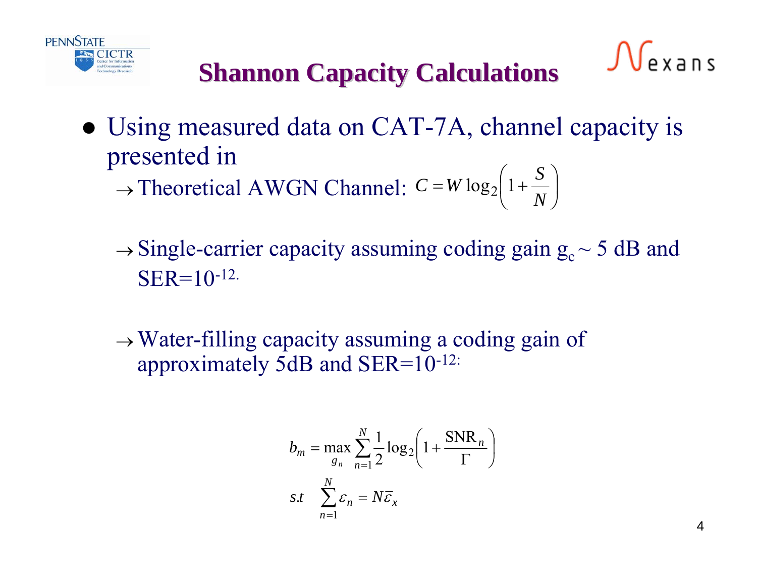# Shannon Capacity Calculations

- Using measured data on CAT-7A, channel capacity is presented in
  - → Theoretical AWGN Channel: $C = W \log_2\left(1 + \frac{S}{N}\right)$
  - → Single-carrier capacity assuming coding gain $g_c \sim 5$ dB and SER=$10^{-12}$.
  - → Water-filling capacity assuming a coding gain of approximately 5dB and SER=$10^{-12}$:

$$
b_m = \max_{g_n} \sum_{n=1}^{N} \frac{1}{2} \log_2\left(1 + \frac{\mathrm{SNR}_n}{\Gamma}\right)
$$

$$
s.t \quad \sum_{n=1}^{N} \varepsilon_n = N\bar{\varepsilon}_x
$$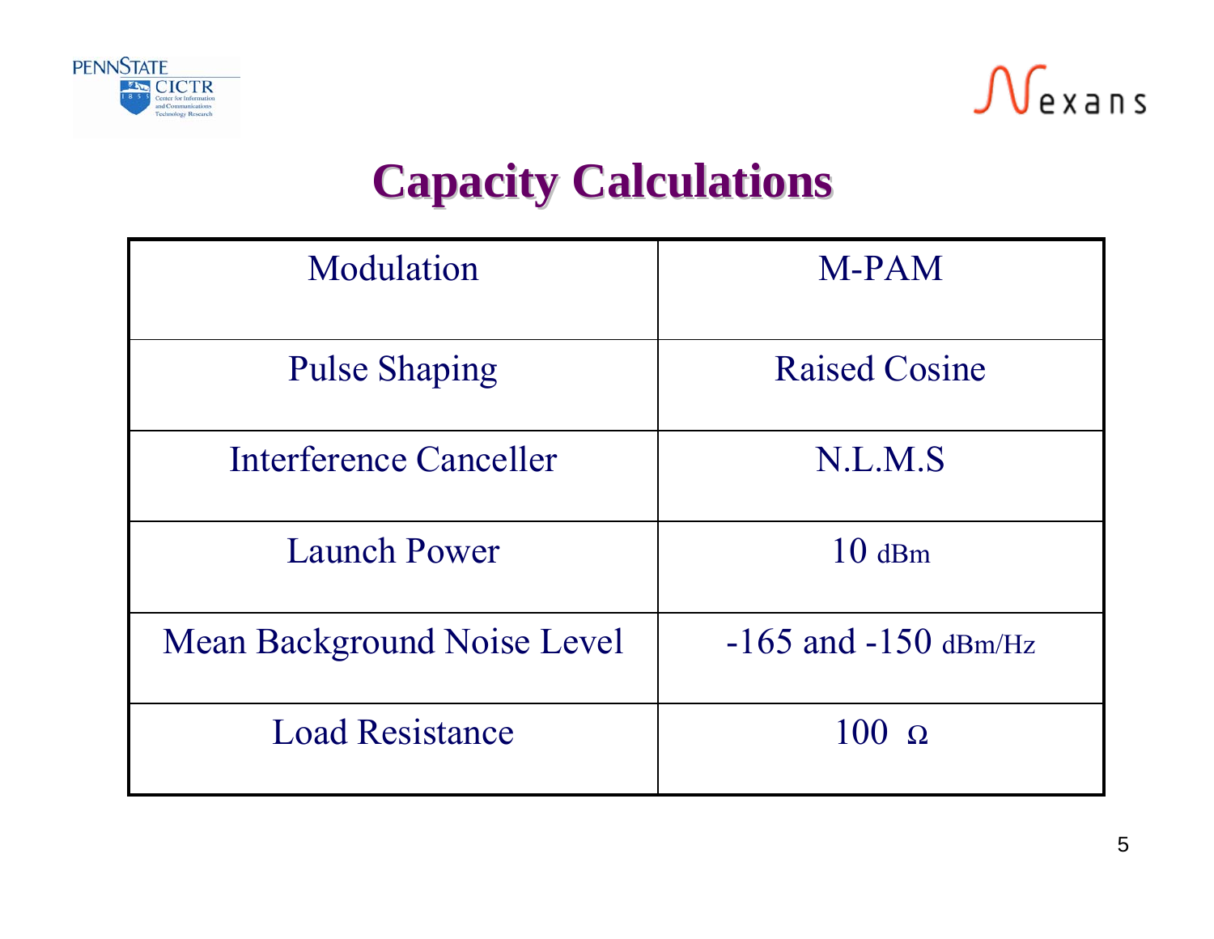# Capacity Calculations

| | |
|---|---|
| Modulation | M-PAM |
| Pulse Shaping | Raised Cosine |
| Interference Canceller | N.L.M.S |
| Launch Power | 10 dBm |
| Mean Background Noise Level | -165 and -150 dBm/Hz |
| Load Resistance | 100 Ω |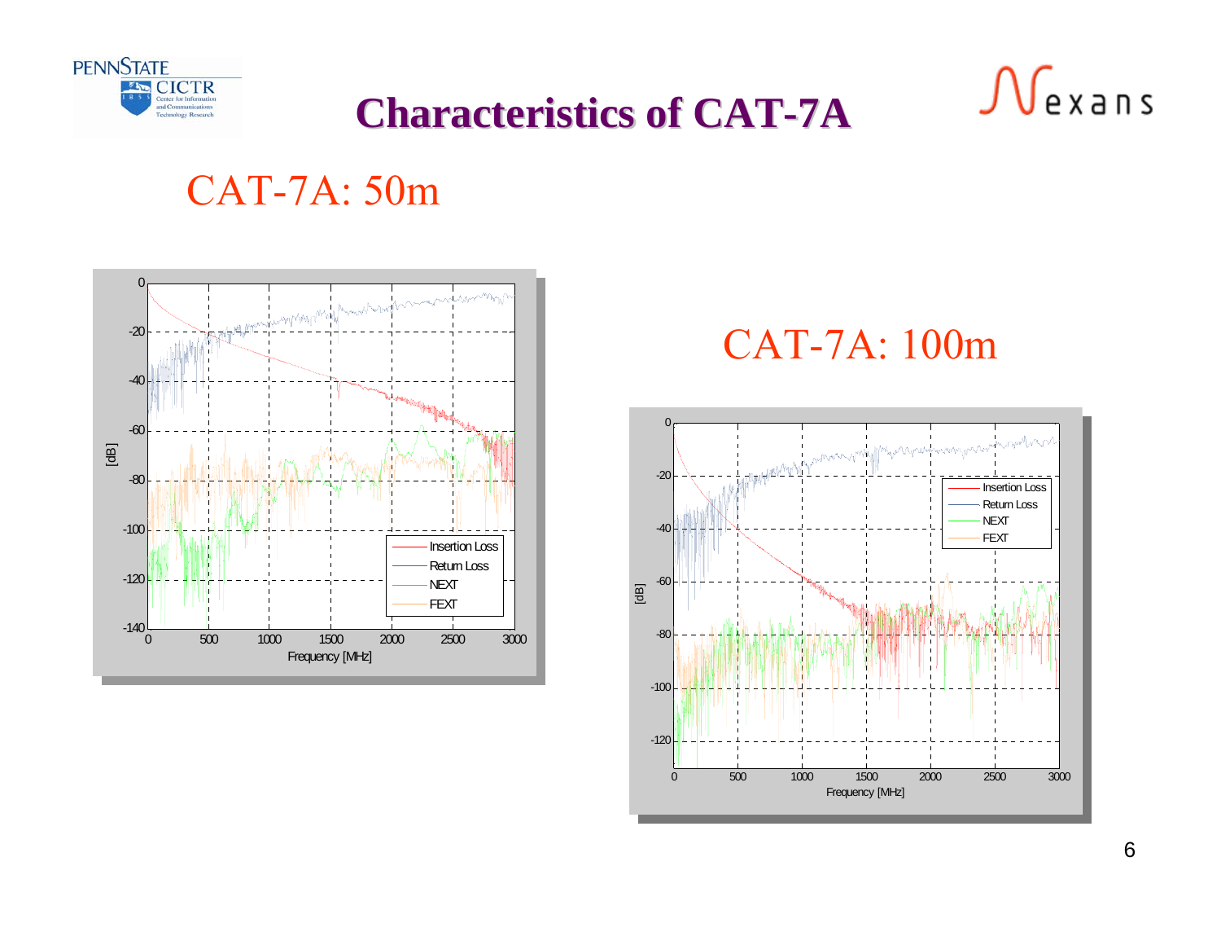# Characteristics of CAT-7A

## CAT-7A: 50m

0
-20
-40
-60
-80
-100
-120
-140
[dB]
0
500
1000
1500
2000
2500
3000
Frequency [MHz]
Insertion Loss
Return Loss
NEXT
FEXT

## CAT-7A: 100m

0
-20
-40
-60
-80
-100
-120
[dB]
0
500
1000
1500
2000
2500
3000
Frequency [MHz]
Insertion Loss
Return Loss
NEXT
FEXT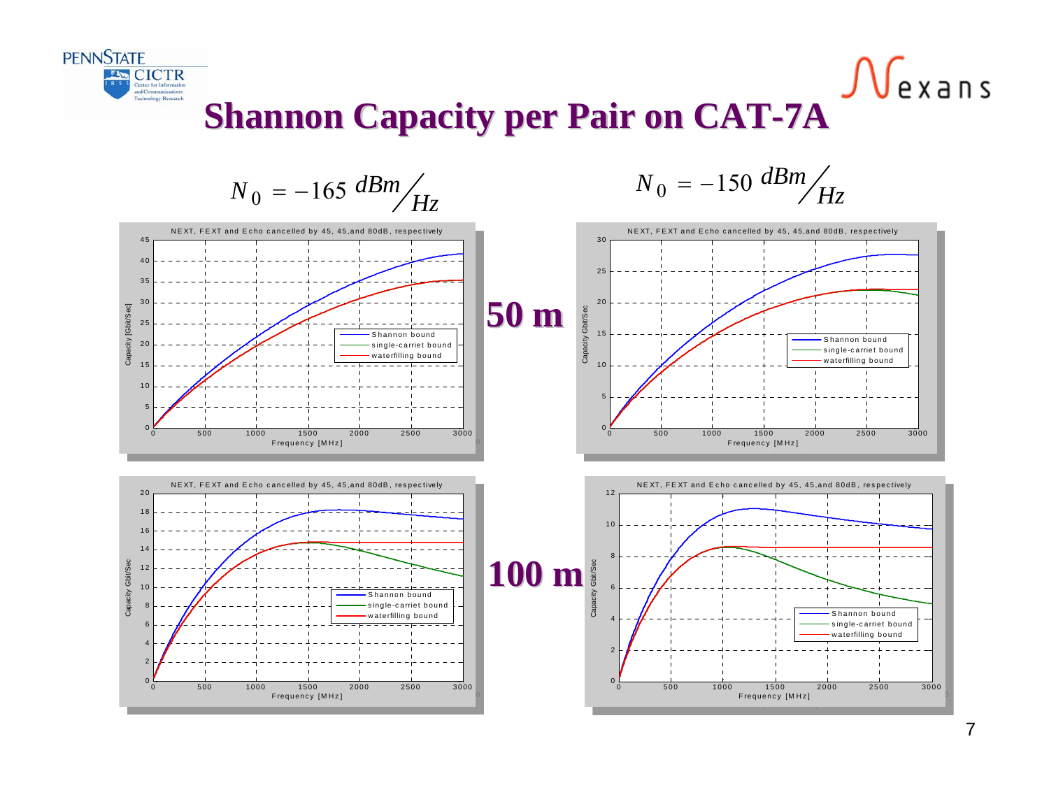# Shannon Capacity per Pair on CAT-7A

$$N_0 = -165 \; dBm/Hz$$

$$N_0 = -150 \; dBm/Hz$$

**50 m**

NEXT, FEXT and Echo cancelled by 45, 45,and 80dB, respectively

Capacity [Gbit/Sec]

Frequency [MHz]

0 500 1000 1500 2000 2500 3000

0 5 10 15 20 25 30 35 40 45

Shannon bound
single-carriet bound
waterfilling bound

NEXT, FEXT and Echo cancelled by 45, 45,and 80dB, respectively

Capacity Gbit/Sec

Frequency [MHz]

0 500 1000 1500 2000 2500 3000

0 5 10 15 20 25 30

Shannon bound
single-carriet bound
waterfilling bound

**100 m**

NEXT, FEXT and Echo cancelled by 45, 45,and 80dB, respectively

Capacity Gbit/Sec

Frequency [MHz]

0 500 1000 1500 2000 2500 3000

0 2 4 6 8 10 12 14 16 18 20

Shannon bound
single-carriet bound
waterfilling bound

NEXT, FEXT and Echo cancelled by 45, 45,and 80dB, respectively

Capacity Gbit/Sec

Frequency [MHz]

0 500 1000 1500 2000 2500 3000

0 2 4 6 8 10 12

Shannon bound
single-carriet bound
waterfilling bound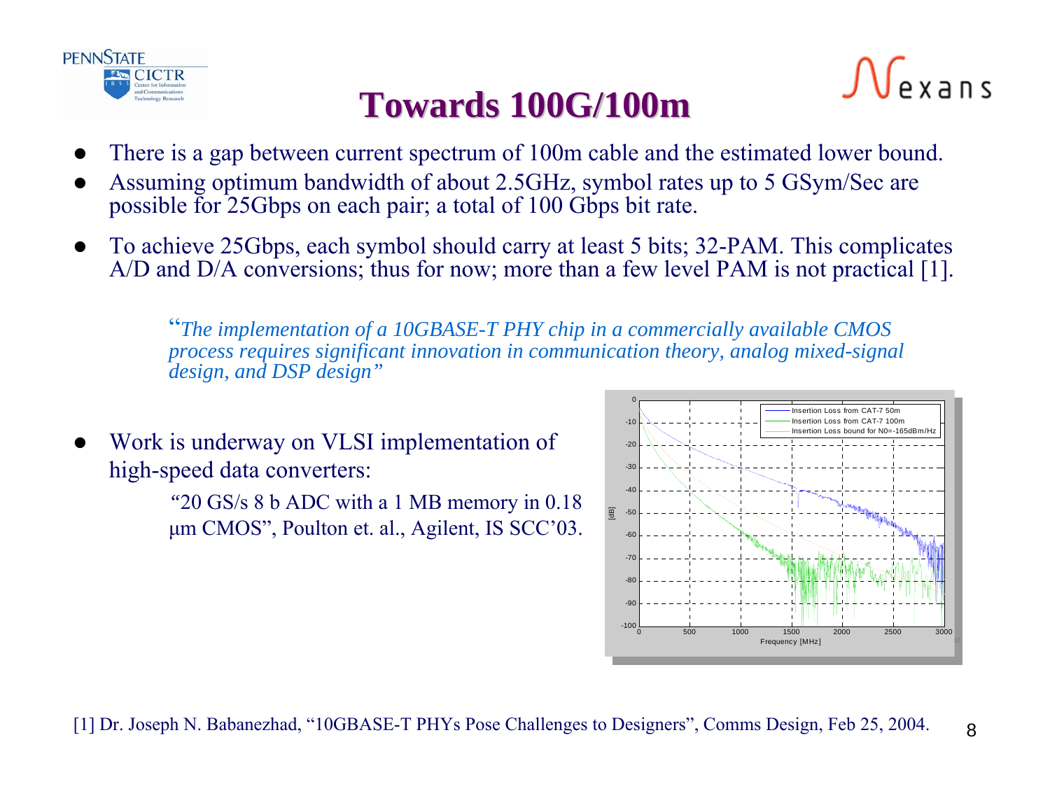# Towards 100G/100m

- There is a gap between current spectrum of 100m cable and the estimated lower bound.
- Assuming optimum bandwidth of about 2.5GHz, symbol rates up to 5 GSym/Sec are possible for 25Gbps on each pair; a total of 100 Gbps bit rate.
- To achieve 25Gbps, each symbol should carry at least 5 bits; 32-PAM. This complicates A/D and D/A conversions; thus for now; more than a few level PAM is not practical [1].

> "*The implementation of a 10GBASE-T PHY chip in a commercially available CMOS process requires significant innovation in communication theory, analog mixed-signal design, and DSP design"*

- Work is underway on VLSI implementation of high-speed data converters:

  "20 GS/s 8 b ADC with a 1 MB memory in 0.18 μm CMOS", Poulton et. al., Agilent, IS SCC'03.

Insertion Loss from CAT-7 50m
Insertion Loss from CAT-7 100m
Insertion Loss bound for N0=-165dBm/Hz

[dB]
0
-10
-20
-30
-40
-50
-60
-70
-80
-90
-100

Frequency [MHz]
0
500
1000
1500
2000
2500
3000

[1] Dr. Joseph N. Babanezhad, "10GBASE-T PHYs Pose Challenges to Designers", Comms Design, Feb 25, 2004.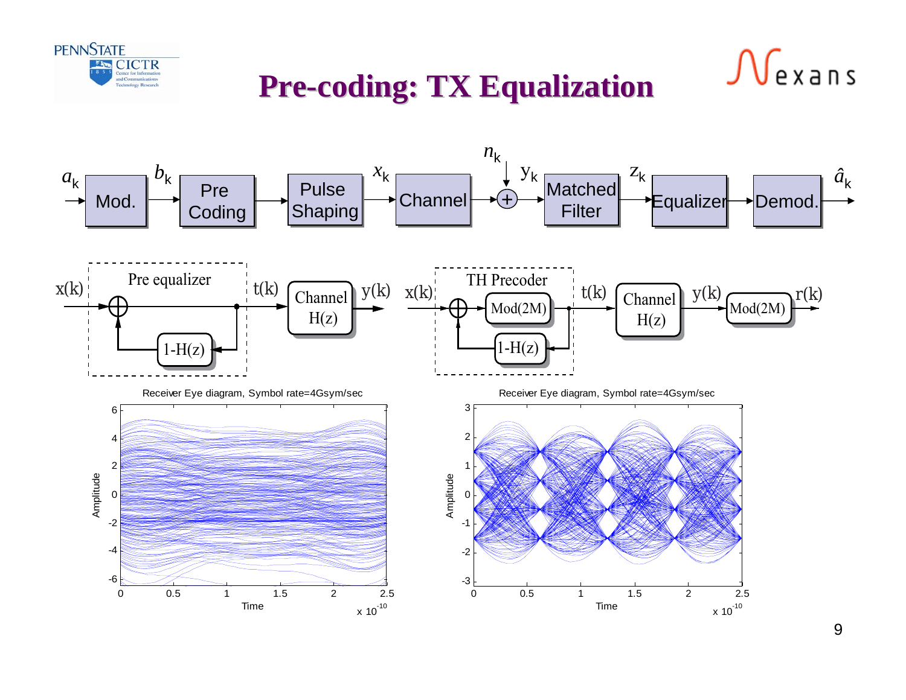# Pre-coding: TX Equalization

$a_k$ → Mod. → $b_k$ → Pre Coding → Pulse Shaping → $x_k$ → Channel → (+ $n_k$) → $y_k$ → Matched Filter → $z_k$ → Equalizer → Demod. → $\hat{a}_k$

Pre equalizer

x(k)

1-H(z)

t(k)

Channel H(z)

y(k)

TH Precoder

x(k)

Mod(2M)

1-H(z)

t(k)

Channel H(z)

y(k)

Mod(2M)

r(k)

Receiver Eye diagram, Symbol rate=4Gsym/sec

Amplitude

6
4
2
0
-2
-4
-6

Time

0 0.5 1 1.5 2 2.5

x 10^-10

Receiver Eye diagram, Symbol rate=4Gsym/sec

Amplitude

3
2
1
0
-1
-2
-3

Time

0 0.5 1 1.5 2 2.5

x 10^-10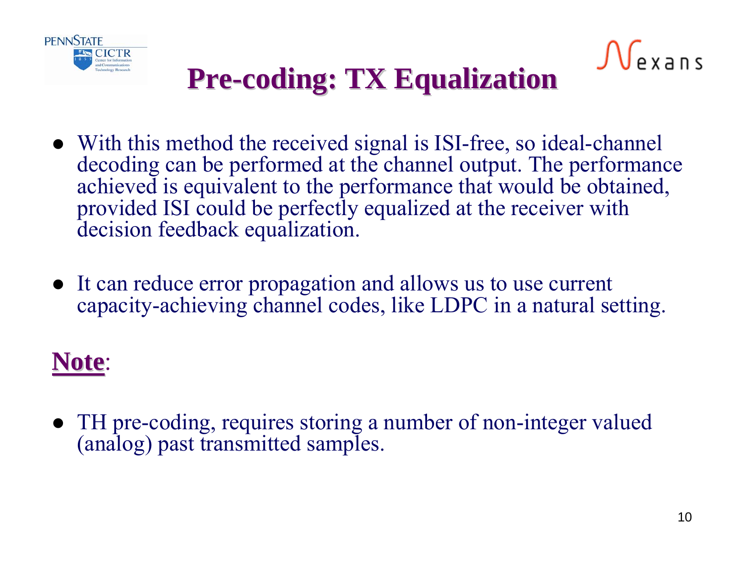# Pre-coding: TX Equalization

- With this method the received signal is ISI-free, so ideal-channel decoding can be performed at the channel output. The performance achieved is equivalent to the performance that would be obtained, provided ISI could be perfectly equalized at the receiver with decision feedback equalization.

- It can reduce error propagation and allows us to use current capacity-achieving channel codes, like LDPC in a natural setting.

## Note:

- TH pre-coding, requires storing a number of non-integer valued (analog) past transmitted samples.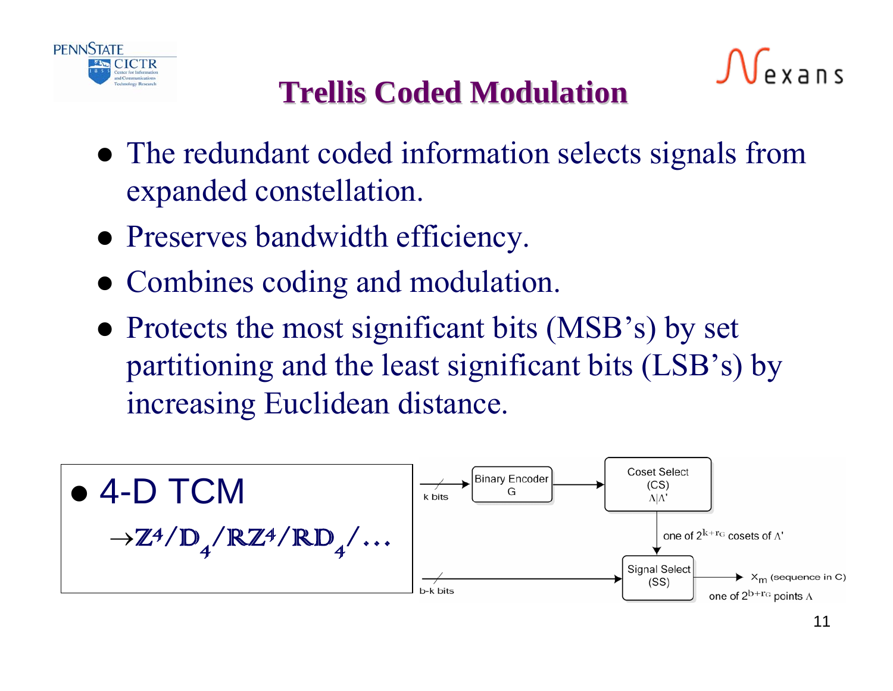# Trellis Coded Modulation

- The redundant coded information selects signals from expanded constellation.
- Preserves bandwidth efficiency.
- Combines coding and modulation.
- Protects the most significant bits (MSB's) by set partitioning and the least significant bits (LSB's) by increasing Euclidean distance.

- 4-D TCM

  $\rightarrow \mathbb{Z}^4/D_4/R\mathbb{Z}^4/RD_4/\ldots$

k bits

Binary Encoder G

Coset Select (CS) $\Lambda|\Lambda'$

one of $2^{k+r_G}$ cosets of $\Lambda'$

b-k bits

Signal Select (SS)

$x_m$ (sequence in C)

one of $2^{b+r_G}$ points $\Lambda$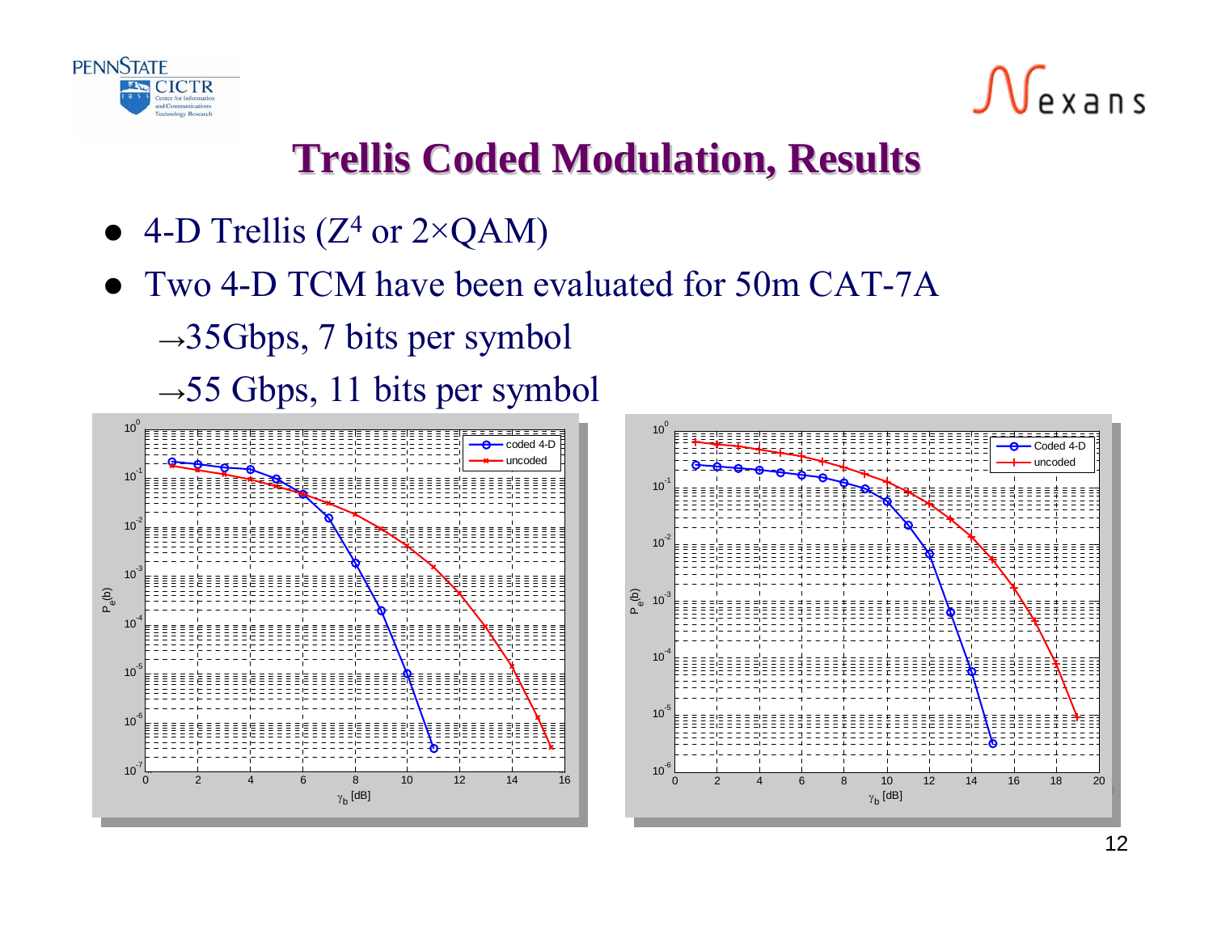# Trellis Coded Modulation, Results

- 4-D Trellis ($Z^4$ or 2×QAM)
- Two 4-D TCM have been evaluated for 50m CAT-7A
  - →35Gbps, 7 bits per symbol
  - →55 Gbps, 11 bits per symbol

$10^0$
$10^{-1}$
$10^{-2}$
$10^{-3}$
$10^{-4}$
$10^{-5}$
$10^{-6}$
$10^{-7}$
$P_e(b)$
0 2 4 6 8 10 12 14 16
$\gamma_b$ [dB]
coded 4-D
uncoded

$10^0$
$10^{-1}$
$10^{-2}$
$10^{-3}$
$10^{-4}$
$10^{-5}$
$10^{-6}$
$P_e(b)$
0 2 4 6 8 10 12 14 16 18 20
$\gamma_b$ [dB]
Coded 4-D
uncoded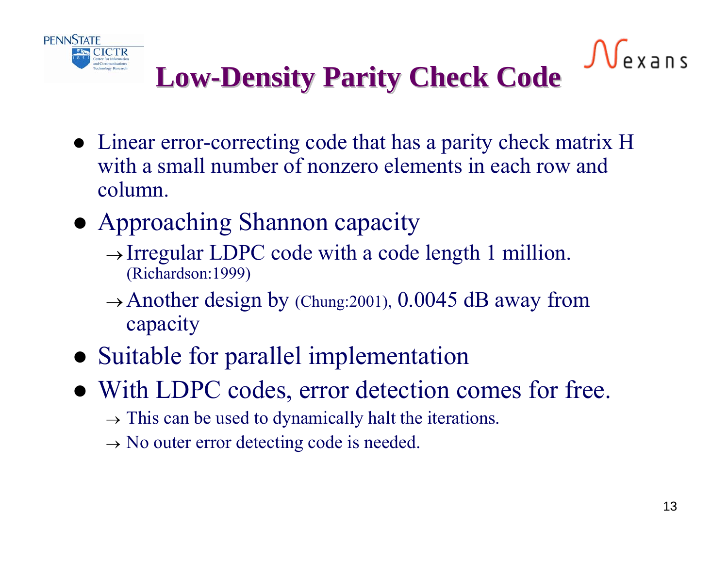# Low-Density Parity Check Code

- Linear error-correcting code that has a parity check matrix H with a small number of nonzero elements in each row and column.
- Approaching Shannon capacity
  - → Irregular LDPC code with a code length 1 million. (Richardson:1999)
  - → Another design by (Chung:2001), 0.0045 dB away from capacity
- Suitable for parallel implementation
- With LDPC codes, error detection comes for free.
  - → This can be used to dynamically halt the iterations.
  - → No outer error detecting code is needed.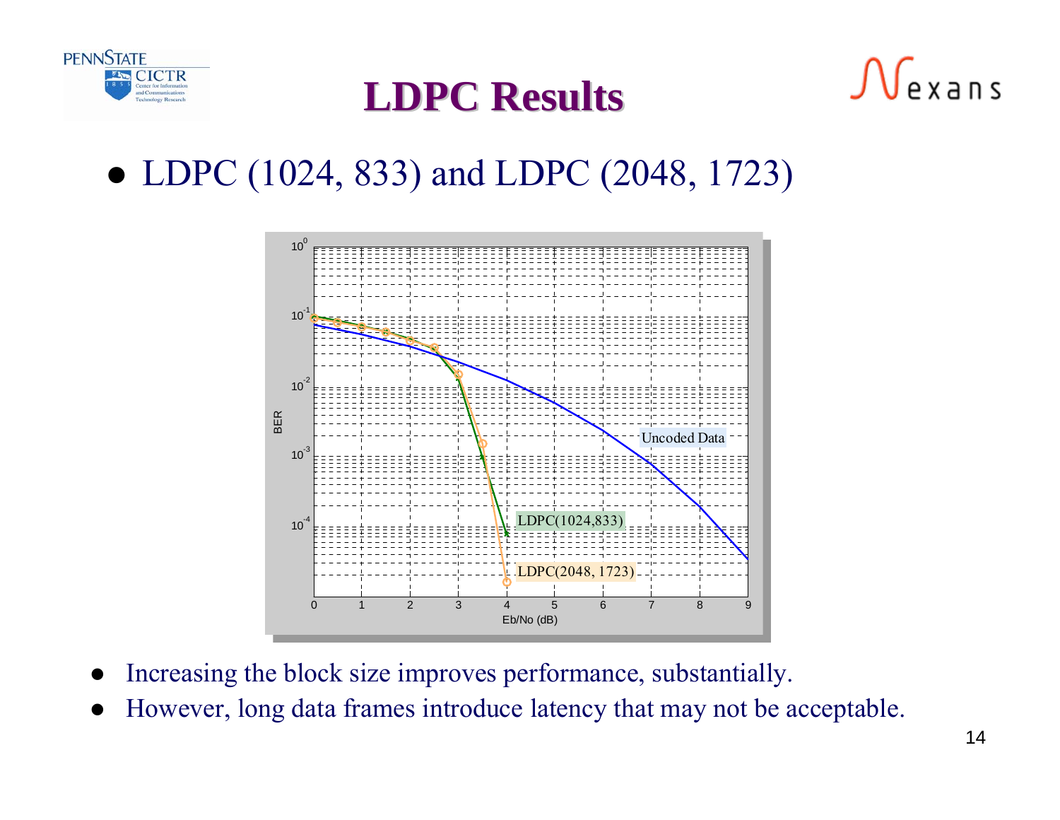# LDPC Results

- LDPC (1024, 833) and LDPC (2048, 1723)

$10^0$

$10^{-1}$

$10^{-2}$

$10^{-3}$

$10^{-4}$

BER

0 1 2 3 4 5 6 7 8 9

Eb/No (dB)

Uncoded Data

LDPC(1024,833)

LDPC(2048, 1723)

- Increasing the block size improves performance, substantially.
- However, long data frames introduce latency that may not be acceptable.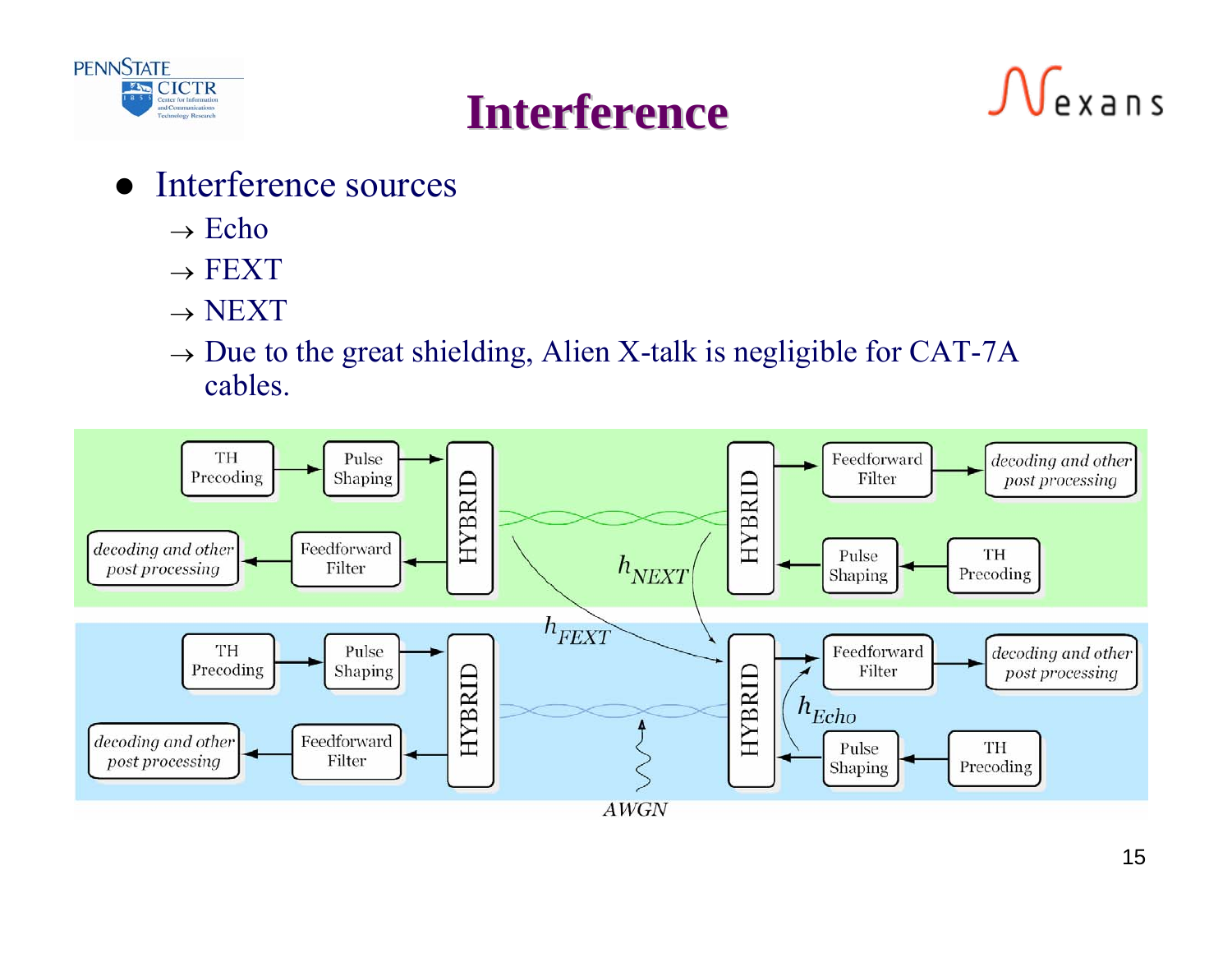# Interference

- Interference sources
  - → Echo
  - → FEXT
  - → NEXT
  - → Due to the great shielding, Alien X-talk is negligible for CAT-7A cables.

TH Precoding
Pulse Shaping
HYBRID
HYBRID
Feedforward Filter
decoding and other post processing
decoding and other post processing
Feedforward Filter
$h_{NEXT}$
Pulse Shaping
TH Precoding
$h_{FEXT}$
TH Precoding
Pulse Shaping
HYBRID
HYBRID
Feedforward Filter
decoding and other post processing
$h_{Echo}$
decoding and other post processing
Feedforward Filter
Pulse Shaping
TH Precoding
AWGN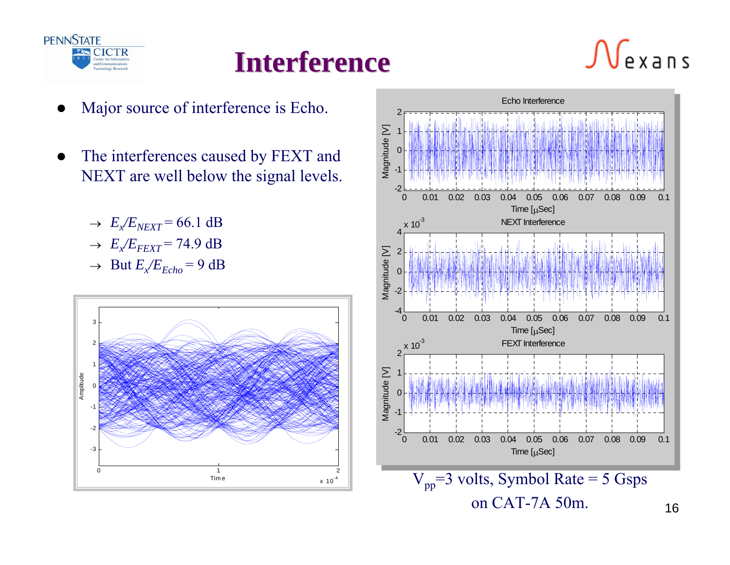# Interference

- Major source of interference is Echo.
- The interferences caused by FEXT and NEXT are well below the signal levels.
  - → $E_x/E_{NEXT}$ = 66.1 dB
  - → $E_x/E_{FEXT}$ = 74.9 dB
  - → But $E_x/E_{Echo}$ = 9 dB

Amplitude
3
2
1
0
-1
-2
-3
0
1
2
Time
x $10^{-4}$

Echo Interference
Magnitude [V]
2
1
0
-1
-2
0 0.01 0.02 0.03 0.04 0.05 0.06 0.07 0.08 0.09 0.1
Time [μSec]

NEXT Interference
x $10^{-3}$
Magnitude [V]
4
2
0
-2
-4
0 0.01 0.02 0.03 0.04 0.05 0.06 0.07 0.08 0.09 0.1
Time [μSec]

FEXT Interference
x $10^{-3}$
Magnitude [V]
2
1
0
-1
-2
0 0.01 0.02 0.03 0.04 0.05 0.06 0.07 0.08 0.09 0.1
Time [μSec]

$V_{pp}$=3 volts, Symbol Rate = 5 Gsps on CAT-7A 50m.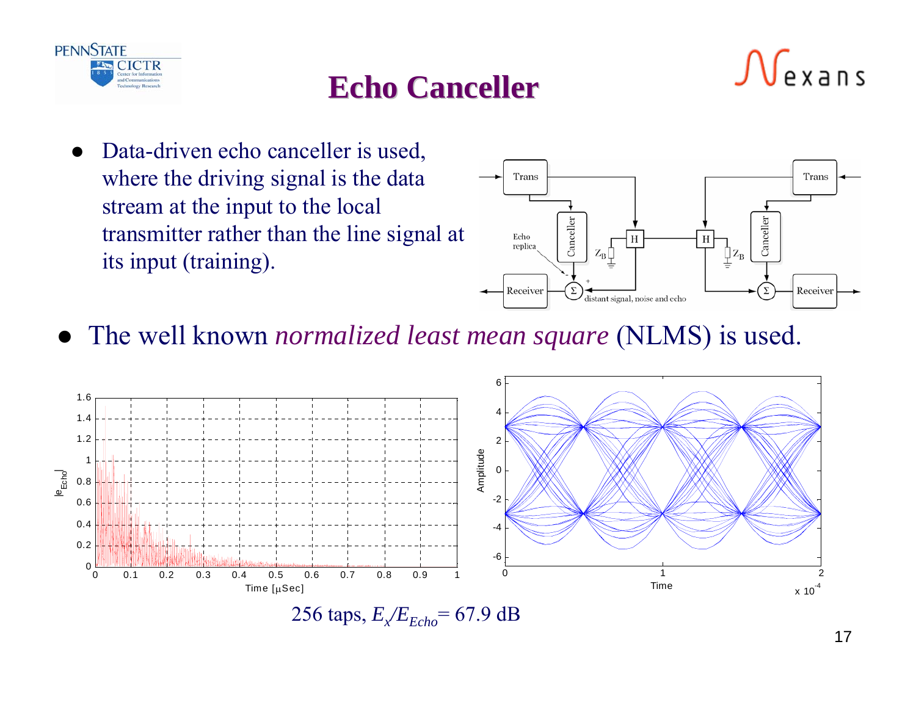# Echo Canceller

- Data-driven echo canceller is used, where the driving signal is the data stream at the input to the local transmitter rather than the line signal at its input (training).

Trans
Trans
Canceller
Canceller
Echo replica
H
H
$Z_B$
$Z_B$
Receiver
Receiver
Σ
Σ
+
distant signal, noise and echo

- The well known *normalized least mean square* (NLMS) is used.

$|e_{Echo}|$
1.6
1.4
1.2
1
0.8
0.6
0.4
0.2
0
0
0.1
0.2
0.3
0.4
0.5
0.6
0.7
0.8
0.9
1
Time [μSec]

Amplitude
6
4
2
0
-2
-4
-6
0
1
2
Time
x $10^{-4}$

256 taps, $E_x/E_{Echo}$= 67.9 dB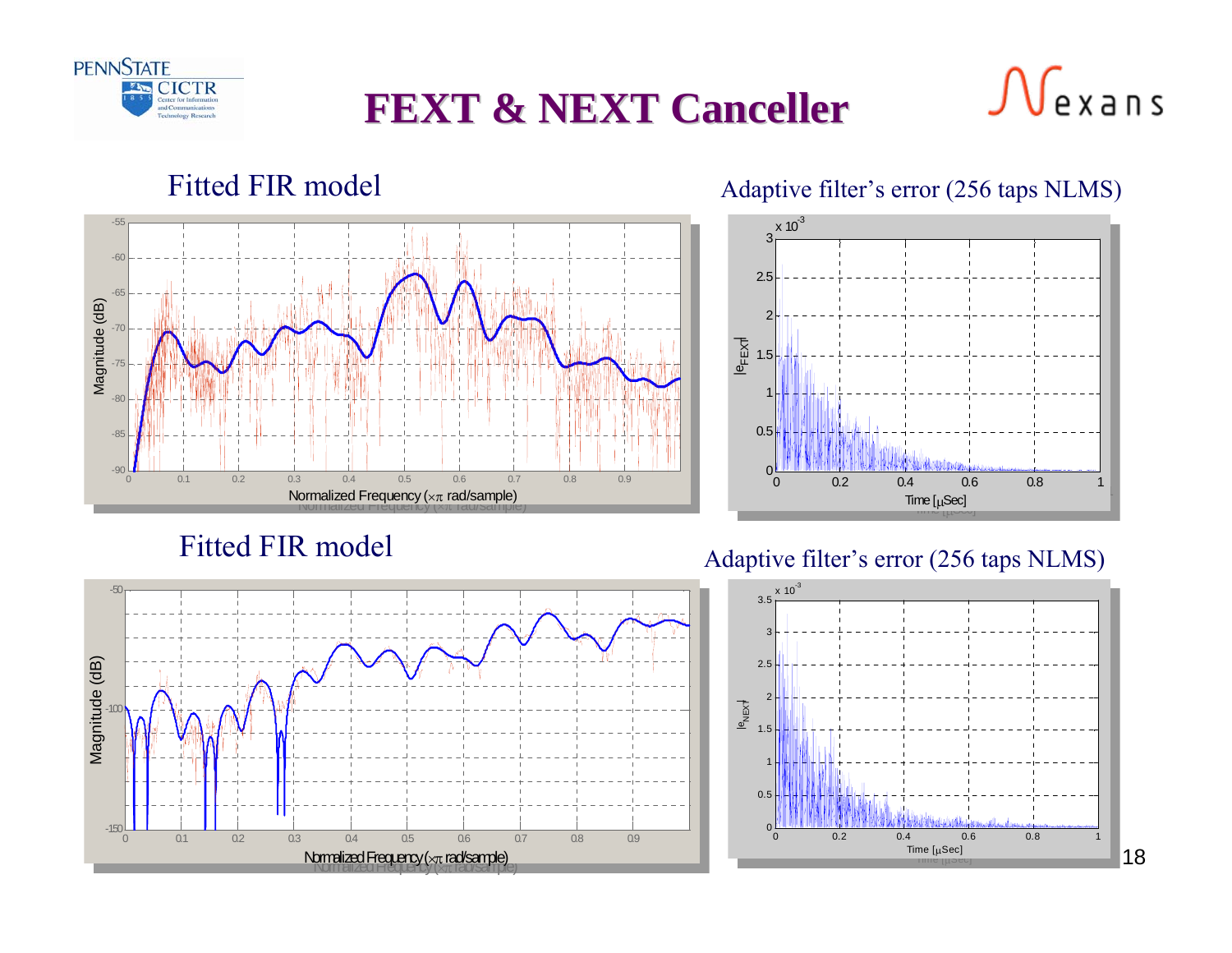# FEXT & NEXT Canceller

Fitted FIR model

Magnitude (dB)

-55
-60
-65
-70
-75
-80
-85
-90

0 0.1 0.2 0.3 0.4 0.5 0.6 0.7 0.8 0.9

Normalized Frequency ($\times\pi$ rad/sample)

Adaptive filter's error (256 taps NLMS)

x $10^{-3}$

3
2.5
2
1.5
1
0.5
0

$|e_{FEXT}|$

0 0.2 0.4 0.6 0.8 1

Time [$\mu$Sec]

Fitted FIR model

Magnitude (dB)

-50
-100
-150

0 0.1 0.2 0.3 0.4 0.5 0.6 0.7 0.8 0.9

Normalized Frequency ($\times\pi$ rad/sample)

Adaptive filter's error (256 taps NLMS)

x $10^{-3}$

3.5
3
2.5
2
1.5
1
0.5
0

$|e_{NEXT}|$

0 0.2 0.4 0.6 0.8 1

Time [$\mu$Sec]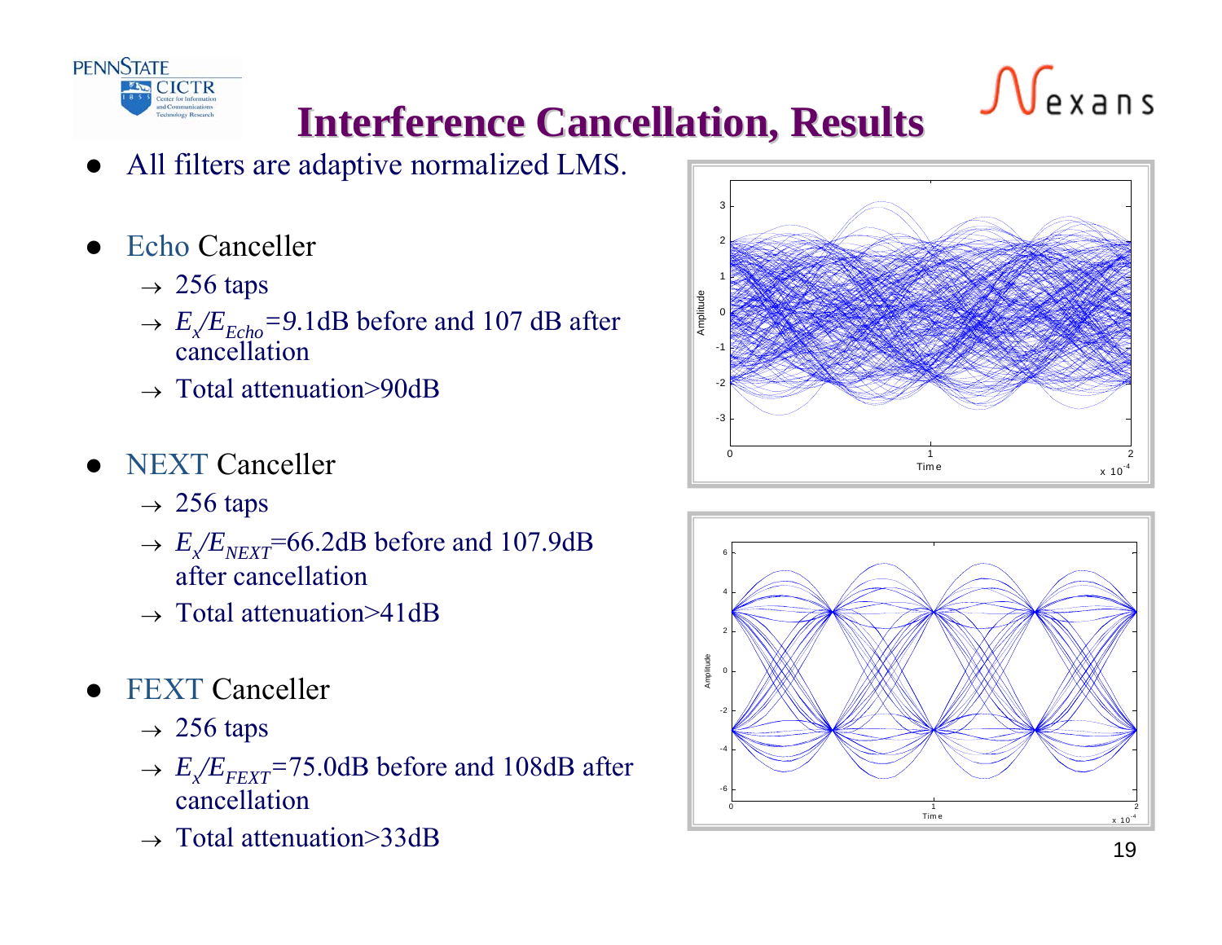# Interference Cancellation, Results

- All filters are adaptive normalized LMS.
- Echo Canceller
  - → 256 taps
  - → $E_x/E_{Echo}$=9.1dB before and 107 dB after cancellation
  - → Total attenuation>90dB
- NEXT Canceller
  - → 256 taps
  - → $E_x/E_{NEXT}$=66.2dB before and 107.9dB after cancellation
  - → Total attenuation>41dB
- FEXT Canceller
  - → 256 taps
  - → $E_x/E_{FEXT}$=75.0dB before and 108dB after cancellation
  - → Total attenuation>33dB

Amplitude
3
2
1
0
-1
-2
-3
0
1
2
Time
x $10^{-4}$

Amplitude
6
4
2
0
-2
-4
-6
0
1
2
Time
x $10^{-4}$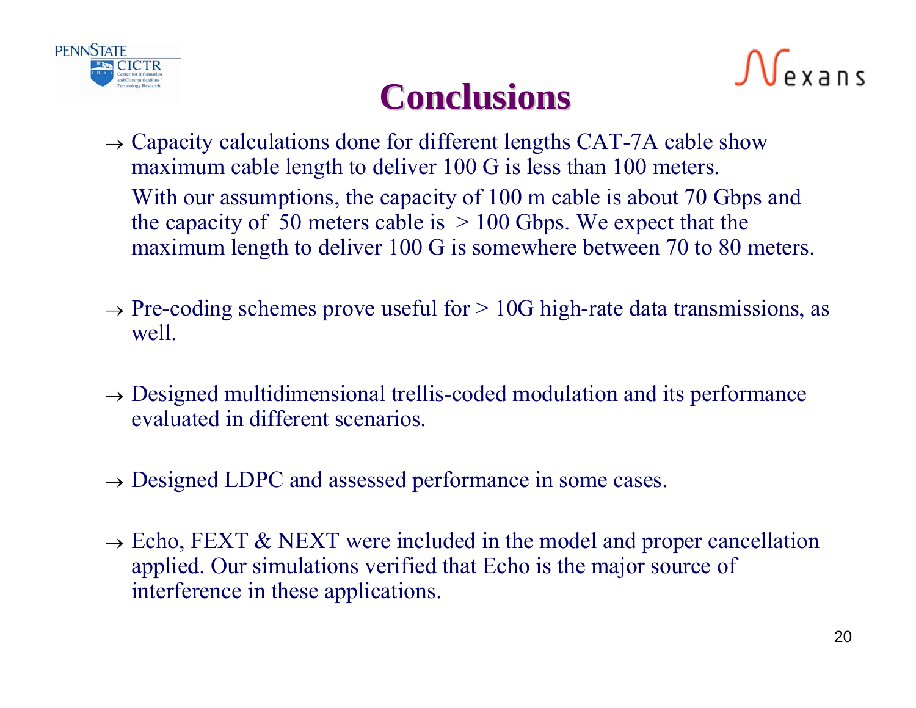# Conclusions

- → Capacity calculations done for different lengths CAT-7A cable show maximum cable length to deliver 100 G is less than 100 meters.

  With our assumptions, the capacity of 100 m cable is about 70 Gbps and the capacity of 50 meters cable is > 100 Gbps. We expect that the maximum length to deliver 100 G is somewhere between 70 to 80 meters.

- → Pre-coding schemes prove useful for > 10G high-rate data transmissions, as well.

- → Designed multidimensional trellis-coded modulation and its performance evaluated in different scenarios.

- → Designed LDPC and assessed performance in some cases.

- → Echo, FEXT & NEXT were included in the model and proper cancellation applied. Our simulations verified that Echo is the major source of interference in these applications.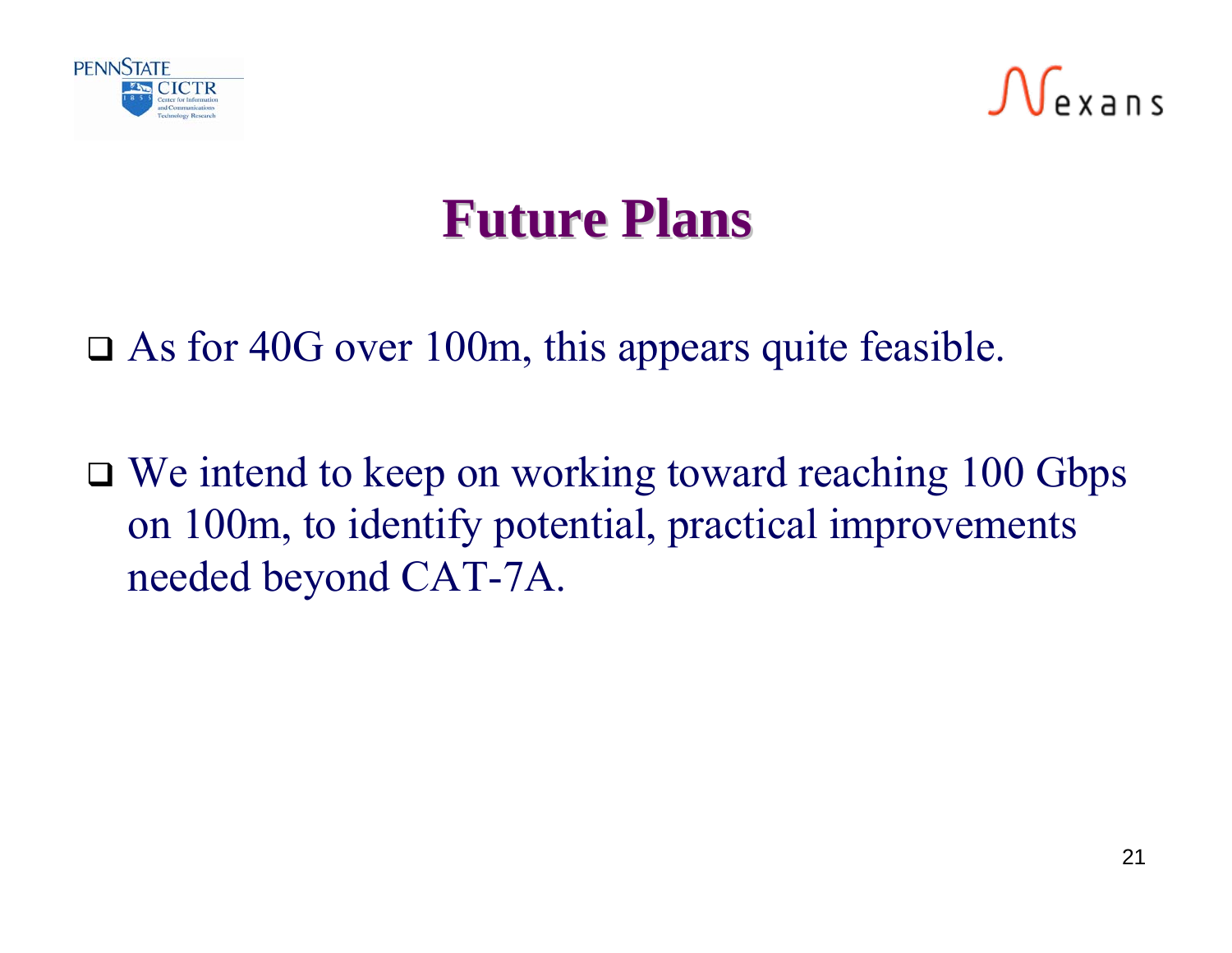# Future Plans

- As for 40G over 100m, this appears quite feasible.
- We intend to keep on working toward reaching 100 Gbps on 100m, to identify potential, practical improvements needed beyond CAT-7A.